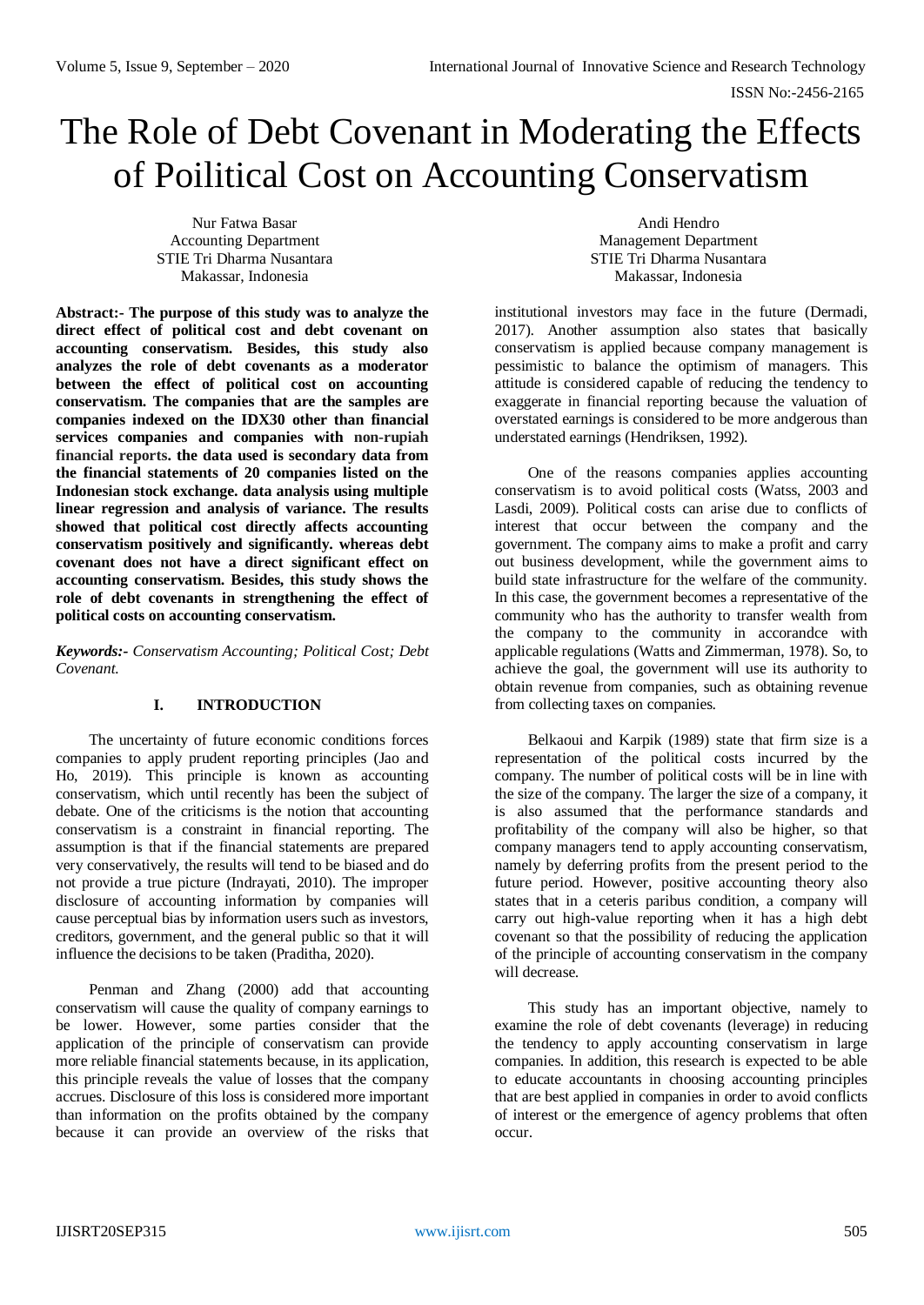# The Role of Debt Covenant in Moderating the Effects of Poilitical Cost on Accounting Conservatism

Nur Fatwa Basar
Accounting Department
STIE Tri Dharma Nusantara
Makassar, Indonesia

Andi Hendro
Management Department
STIE Tri Dharma Nusantara
Makassar, Indonesia

**Abstract:- The purpose of this study was to analyze the direct effect of political cost and debt covenant on accounting conservatism. Besides, this study also analyzes the role of debt covenants as a moderator between the effect of political cost on accounting conservatism. The companies that are the samples are companies indexed on the IDX30 other than financial services companies and companies with non-rupiah financial reports. the data used is secondary data from the financial statements of 20 companies listed on the Indonesian stock exchange. data analysis using multiple linear regression and analysis of variance. The results showed that political cost directly affects accounting conservatism positively and significantly. whereas debt covenant does not have a direct significant effect on accounting conservatism. Besides, this study shows the role of debt covenants in strengthening the effect of political costs on accounting conservatism.**

***Keywords:-*** *Conservatism Accounting; Political Cost; Debt Covenant.*

## I. INTRODUCTION

The uncertainty of future economic conditions forces companies to apply prudent reporting principles (Jao and Ho, 2019). This principle is known as accounting conservatism, which until recently has been the subject of debate. One of the criticisms is the notion that accounting conservatism is a constraint in financial reporting. The assumption is that if the financial statements are prepared very conservatively, the results will tend to be biased and do not provide a true picture (Indrayati, 2010). The improper disclosure of accounting information by companies will cause perceptual bias by information users such as investors, creditors, government, and the general public so that it will influence the decisions to be taken (Praditha, 2020).

Penman and Zhang (2000) add that accounting conservatism will cause the quality of company earnings to be lower. However, some parties consider that the application of the principle of conservatism can provide more reliable financial statements because, in its application, this principle reveals the value of losses that the company accrues. Disclosure of this loss is considered more important than information on the profits obtained by the company because it can provide an overview of the risks that institutional investors may face in the future (Dermadi, 2017). Another assumption also states that basically conservatism is applied because company management is pessimistic to balance the optimism of managers. This attitude is considered capable of reducing the tendency to exaggerate in financial reporting because the valuation of overstated earnings is considered to be more andgerous than understated earnings (Hendriksen, 1992).

One of the reasons companies applies accounting conservatism is to avoid political costs (Watss, 2003 and Lasdi, 2009). Political costs can arise due to conflicts of interest that occur between the company and the government. The company aims to make a profit and carry out business development, while the government aims to build state infrastructure for the welfare of the community. In this case, the government becomes a representative of the community who has the authority to transfer wealth from the company to the community in accorandce with applicable regulations (Watts and Zimmerman, 1978). So, to achieve the goal, the government will use its authority to obtain revenue from companies, such as obtaining revenue from collecting taxes on companies.

Belkaoui and Karpik (1989) state that firm size is a representation of the political costs incurred by the company. The number of political costs will be in line with the size of the company. The larger the size of a company, it is also assumed that the performance standards and profitability of the company will also be higher, so that company managers tend to apply accounting conservatism, namely by deferring profits from the present period to the future period. However, positive accounting theory also states that in a ceteris paribus condition, a company will carry out high-value reporting when it has a high debt covenant so that the possibility of reducing the application of the principle of accounting conservatism in the company will decrease.

This study has an important objective, namely to examine the role of debt covenants (leverage) in reducing the tendency to apply accounting conservatism in large companies. In addition, this research is expected to be able to educate accountants in choosing accounting principles that are best applied in companies in order to avoid conflicts of interest or the emergence of agency problems that often occur.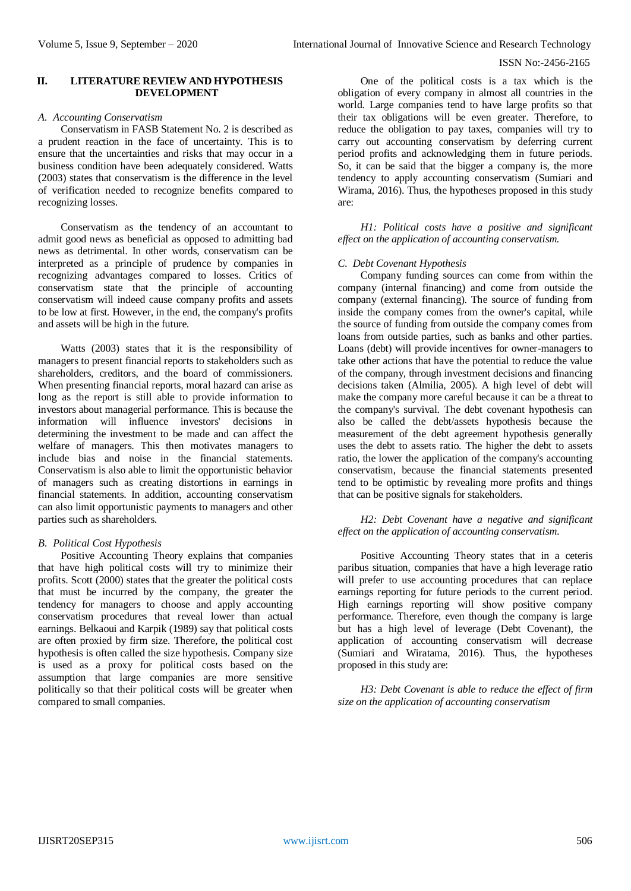## II. LITERATURE REVIEW AND HYPOTHESIS DEVELOPMENT

### *A. Accounting Conservatism*

Conservatism in FASB Statement No. 2 is described as a prudent reaction in the face of uncertainty. This is to ensure that the uncertainties and risks that may occur in a business condition have been adequately considered. Watts (2003) states that conservatism is the difference in the level of verification needed to recognize benefits compared to recognizing losses.

Conservatism as the tendency of an accountant to admit good news as beneficial as opposed to admitting bad news as detrimental. In other words, conservatism can be interpreted as a principle of prudence by companies in recognizing advantages compared to losses. Critics of conservatism state that the principle of accounting conservatism will indeed cause company profits and assets to be low at first. However, in the end, the company's profits and assets will be high in the future.

Watts (2003) states that it is the responsibility of managers to present financial reports to stakeholders such as shareholders, creditors, and the board of commissioners. When presenting financial reports, moral hazard can arise as long as the report is still able to provide information to investors about managerial performance. This is because the information will influence investors' decisions in determining the investment to be made and can affect the welfare of managers. This then motivates managers to include bias and noise in the financial statements. Conservatism is also able to limit the opportunistic behavior of managers such as creating distortions in earnings in financial statements. In addition, accounting conservatism can also limit opportunistic payments to managers and other parties such as shareholders.

### *B. Political Cost Hypothesis*

Positive Accounting Theory explains that companies that have high political costs will try to minimize their profits. Scott (2000) states that the greater the political costs that must be incurred by the company, the greater the tendency for managers to choose and apply accounting conservatism procedures that reveal lower than actual earnings. Belkaoui and Karpik (1989) say that political costs are often proxied by firm size. Therefore, the political cost hypothesis is often called the size hypothesis. Company size is used as a proxy for political costs based on the assumption that large companies are more sensitive politically so that their political costs will be greater when compared to small companies.

One of the political costs is a tax which is the obligation of every company in almost all countries in the world. Large companies tend to have large profits so that their tax obligations will be even greater. Therefore, to reduce the obligation to pay taxes, companies will try to carry out accounting conservatism by deferring current period profits and acknowledging them in future periods. So, it can be said that the bigger a company is, the more tendency to apply accounting conservatism (Sumiari and Wirama, 2016). Thus, the hypotheses proposed in this study are:

*H1: Political costs have a positive and significant effect on the application of accounting conservatism.*

### *C. Debt Covenant Hypothesis*

Company funding sources can come from within the company (internal financing) and come from outside the company (external financing). The source of funding from inside the company comes from the owner's capital, while the source of funding from outside the company comes from loans from outside parties, such as banks and other parties. Loans (debt) will provide incentives for owner-managers to take other actions that have the potential to reduce the value of the company, through investment decisions and financing decisions taken (Almilia, 2005). A high level of debt will make the company more careful because it can be a threat to the company's survival. The debt covenant hypothesis can also be called the debt/assets hypothesis because the measurement of the debt agreement hypothesis generally uses the debt to assets ratio. The higher the debt to assets ratio, the lower the application of the company's accounting conservatism, because the financial statements presented tend to be optimistic by revealing more profits and things that can be positive signals for stakeholders.

*H2: Debt Covenant have a negative and significant effect on the application of accounting conservatism.*

Positive Accounting Theory states that in a ceteris paribus situation, companies that have a high leverage ratio will prefer to use accounting procedures that can replace earnings reporting for future periods to the current period. High earnings reporting will show positive company performance. Therefore, even though the company is large but has a high level of leverage (Debt Covenant), the application of accounting conservatism will decrease (Sumiari and Wiratama, 2016). Thus, the hypotheses proposed in this study are:

*H3: Debt Covenant is able to reduce the effect of firm size on the application of accounting conservatism*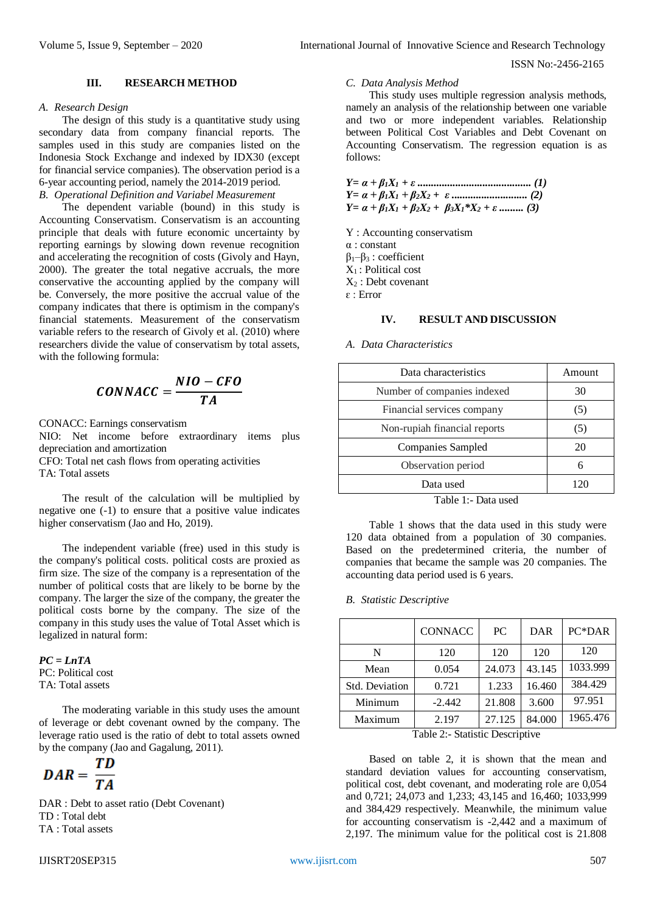## III. RESEARCH METHOD

### A. Research Design

The design of this study is a quantitative study using secondary data from company financial reports. The samples used in this study are companies listed on the Indonesia Stock Exchange and indexed by IDX30 (except for financial service companies). The observation period is a 6-year accounting period, namely the 2014-2019 period.

### B. Operational Definition and Variabel Measurement

The dependent variable (bound) in this study is Accounting Conservatism. Conservatism is an accounting principle that deals with future economic uncertainty by reporting earnings by slowing down revenue recognition and accelerating the recognition of costs (Givoly and Hayn, 2000). The greater the total negative accruals, the more conservative the accounting applied by the company will be. Conversely, the more positive the accrual value of the company indicates that there is optimism in the company's financial statements. Measurement of the conservatism variable refers to the research of Givoly et al. (2010) where researchers divide the value of conservatism by total assets, with the following formula:

$$CONNACC = \frac{NIO - CFO}{TA}$$

CONACC: Earnings conservatism
NIO: Net income before extraordinary items plus depreciation and amortization
CFO: Total net cash flows from operating activities
TA: Total assets

The result of the calculation will be multiplied by negative one (-1) to ensure that a positive value indicates higher conservatism (Jao and Ho, 2019).

The independent variable (free) used in this study is the company's political costs. political costs are proxied as firm size. The size of the company is a representation of the number of political costs that are likely to be borne by the company. The larger the size of the company, the greater the political costs borne by the company. The size of the company in this study uses the value of Total Asset which is legalized in natural form:

$$PC = LnTA$$

PC: Political cost
TA: Total assets

The moderating variable in this study uses the amount of leverage or debt covenant owned by the company. The leverage ratio used is the ratio of debt to total assets owned by the company (Jao and Gagalung, 2011).

$$DAR = \frac{TD}{TA}$$

DAR : Debt to asset ratio (Debt Covenant)
TD : Total debt
TA : Total assets

### C. Data Analysis Method

This study uses multiple regression analysis methods, namely an analysis of the relationship between one variable and two or more independent variables. Relationship between Political Cost Variables and Debt Covenant on Accounting Conservatism. The regression equation is as follows:

$$Y = \alpha + \beta_1 X_1 + \varepsilon \quad (1)$$
$$Y = \alpha + \beta_1 X_1 + \beta_2 X_2 + \varepsilon \quad (2)$$
$$Y = \alpha + \beta_1 X_1 + \beta_2 X_2 + \beta_3 X_1 * X_2 + \varepsilon \quad (3)$$

Y : Accounting conservatism
α : constant
$\beta_1$–$\beta_3$ : coefficient
$X_1$ : Political cost
$X_2$ : Debt covenant
ε : Error

## IV. RESULT AND DISCUSSION

### A. Data Characteristics

| Data characteristics | Amount |
|---|---|
| Number of companies indexed | 30 |
| Financial services company | (5) |
| Non-rupiah financial reports | (5) |
| Companies Sampled | 20 |
| Observation period | 6 |
| Data used | 120 |

Table 1:- Data used

Table 1 shows that the data used in this study were 120 data obtained from a population of 30 companies. Based on the predetermined criteria, the number of companies that became the sample was 20 companies. The accounting data period used is 6 years.

### B. Statistic Descriptive

| | CONNACC | PC | DAR | PC*DAR |
|---|---|---|---|---|
| N | 120 | 120 | 120 | 120 |
| Mean | 0.054 | 24.073 | 43.145 | 1033.999 |
| Std. Deviation | 0.721 | 1.233 | 16.460 | 384.429 |
| Minimum | -2.442 | 21.808 | 3.600 | 97.951 |
| Maximum | 2.197 | 27.125 | 84.000 | 1965.476 |

Table 2:- Statistic Descriptive

Based on table 2, it is shown that the mean and standard deviation values for accounting conservatism, political cost, debt covenant, and moderating role are 0,054 and 0,721; 24,073 and 1,233; 43,145 and 16,460; 1033,999 and 384,429 respectively. Meanwhile, the minimum value for accounting conservatism is -2,442 and a maximum of 2,197. The minimum value for the political cost is 21.808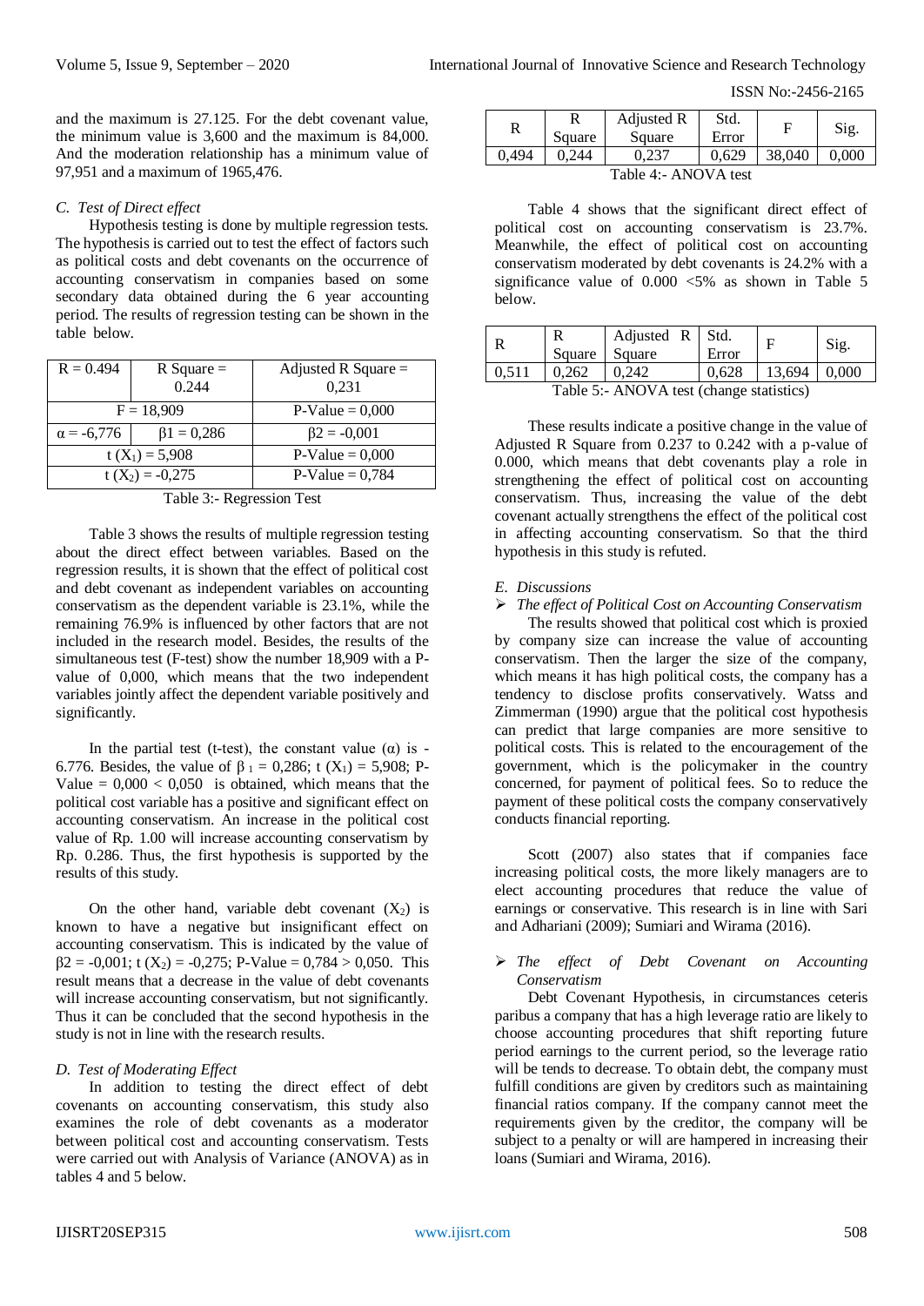and the maximum is 27.125. For the debt covenant value, the minimum value is 3,600 and the maximum is 84,000. And the moderation relationship has a minimum value of 97,951 and a maximum of 1965,476.

### *C. Test of Direct effect*

Hypothesis testing is done by multiple regression tests. The hypothesis is carried out to test the effect of factors such as political costs and debt covenants on the occurrence of accounting conservatism in companies based on some secondary data obtained during the 6 year accounting period. The results of regression testing can be shown in the table below.

| R = 0.494 | R Square = 0.244 | Adjusted R Square = 0,231 |
|---|---|---|
| F = 18,909 | | P-Value = 0,000 |
| $\alpha$ = -6,776 | $\beta 1$ = 0,286 | $\beta 2$ = -0,001 |
| t ($X_1$) = 5,908 | | P-Value = 0,000 |
| t ($X_2$) = -0,275 | | P-Value = 0,784 |

Table 3:- Regression Test

Table 3 shows the results of multiple regression testing about the direct effect between variables. Based on the regression results, it is shown that the effect of political cost and debt covenant as independent variables on accounting conservatism as the dependent variable is 23.1%, while the remaining 76.9% is influenced by other factors that are not included in the research model. Besides, the results of the simultaneous test (F-test) show the number 18,909 with a P-value of 0,000, which means that the two independent variables jointly affect the dependent variable positively and significantly.

In the partial test (t-test), the constant value ($\alpha$) is -6.776. Besides, the value of $\beta_1$ = 0,286; t ($X_1$) = 5,908; P-Value = 0,000 < 0,050 is obtained, which means that the political cost variable has a positive and significant effect on accounting conservatism. An increase in the political cost value of Rp. 1.00 will increase accounting conservatism by Rp. 0.286. Thus, the first hypothesis is supported by the results of this study.

On the other hand, variable debt covenant ($X_2$) is known to have a negative but insignificant effect on accounting conservatism. This is indicated by the value of $\beta 2$ = -0,001; t ($X_2$) = -0,275; P-Value = 0,784 > 0,050. This result means that a decrease in the value of debt covenants will increase accounting conservatism, but not significantly. Thus it can be concluded that the second hypothesis in the study is not in line with the research results.

### *D. Test of Moderating Effect*

In addition to testing the direct effect of debt covenants on accounting conservatism, this study also examines the role of debt covenants as a moderator between political cost and accounting conservatism. Tests were carried out with Analysis of Variance (ANOVA) as in tables 4 and 5 below.

| R | R Square | Adjusted R Square | Std. Error | F | Sig. |
|---|---|---|---|---|---|
| 0,494 | 0,244 | 0,237 | 0,629 | 38,040 | 0,000 |

Table 4:- ANOVA test

Table 4 shows that the significant direct effect of political cost on accounting conservatism is 23.7%. Meanwhile, the effect of political cost on accounting conservatism moderated by debt covenants is 24.2% with a significance value of 0.000 <5% as shown in Table 5 below.

| R | R Square | Adjusted R Square | Std. Error | F | Sig. |
|---|---|---|---|---|---|
| 0,511 | 0,262 | 0,242 | 0,628 | 13,694 | 0,000 |

Table 5:- ANOVA test (change statistics)

These results indicate a positive change in the value of Adjusted R Square from 0.237 to 0.242 with a p-value of 0.000, which means that debt covenants play a role in strengthening the effect of political cost on accounting conservatism. Thus, increasing the value of the debt covenant actually strengthens the effect of the political cost in affecting accounting conservatism. So that the third hypothesis in this study is refuted.

### *E. Discussions*

- *The effect of Political Cost on Accounting Conservatism*

The results showed that political cost which is proxied by company size can increase the value of accounting conservatism. Then the larger the size of the company, which means it has high political costs, the company has a tendency to disclose profits conservatively. Watss and Zimmerman (1990) argue that the political cost hypothesis can predict that large companies are more sensitive to political costs. This is related to the encouragement of the government, which is the policymaker in the country concerned, for payment of political fees. So to reduce the payment of these political costs the company conservatively conducts financial reporting.

Scott (2007) also states that if companies face increasing political costs, the more likely managers are to elect accounting procedures that reduce the value of earnings or conservative. This research is in line with Sari and Adhariani (2009); Sumiari and Wirama (2016).

- *The effect of Debt Covenant on Accounting Conservatism*

Debt Covenant Hypothesis, in circumstances ceteris paribus a company that has a high leverage ratio are likely to choose accounting procedures that shift reporting future period earnings to the current period, so the leverage ratio will be tends to decrease. To obtain debt, the company must fulfill conditions are given by creditors such as maintaining financial ratios company. If the company cannot meet the requirements given by the creditor, the company will be subject to a penalty or will are hampered in increasing their loans (Sumiari and Wirama, 2016).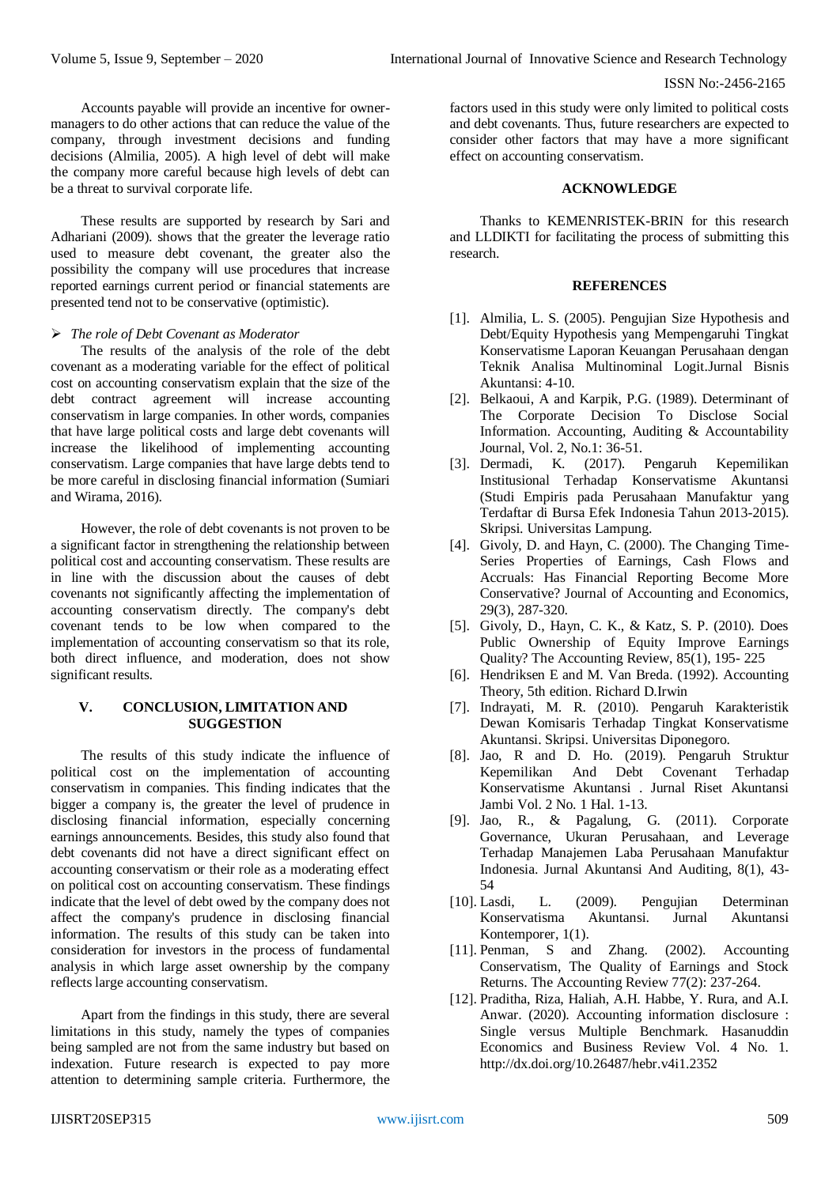Accounts payable will provide an incentive for owner-managers to do other actions that can reduce the value of the company, through investment decisions and funding decisions (Almilia, 2005). A high level of debt will make the company more careful because high levels of debt can be a threat to survival corporate life.

These results are supported by research by Sari and Adhariani (2009). shows that the greater the leverage ratio used to measure debt covenant, the greater also the possibility the company will use procedures that increase reported earnings current period or financial statements are presented tend not to be conservative (optimistic).

- *The role of Debt Covenant as Moderator*

The results of the analysis of the role of the debt covenant as a moderating variable for the effect of political cost on accounting conservatism explain that the size of the debt contract agreement will increase accounting conservatism in large companies. In other words, companies that have large political costs and large debt covenants will increase the likelihood of implementing accounting conservatism. Large companies that have large debts tend to be more careful in disclosing financial information (Sumiari and Wirama, 2016).

However, the role of debt covenants is not proven to be a significant factor in strengthening the relationship between political cost and accounting conservatism. These results are in line with the discussion about the causes of debt covenants not significantly affecting the implementation of accounting conservatism directly. The company's debt covenant tends to be low when compared to the implementation of accounting conservatism so that its role, both direct influence, and moderation, does not show significant results.

## V. CONCLUSION, LIMITATION AND SUGGESTION

The results of this study indicate the influence of political cost on the implementation of accounting conservatism in companies. This finding indicates that the bigger a company is, the greater the level of prudence in disclosing financial information, especially concerning earnings announcements. Besides, this study also found that debt covenants did not have a direct significant effect on accounting conservatism or their role as a moderating effect on political cost on accounting conservatism. These findings indicate that the level of debt owed by the company does not affect the company's prudence in disclosing financial information. The results of this study can be taken into consideration for investors in the process of fundamental analysis in which large asset ownership by the company reflects large accounting conservatism.

Apart from the findings in this study, there are several limitations in this study, namely the types of companies being sampled are not from the same industry but based on indexation. Future research is expected to pay more attention to determining sample criteria. Furthermore, the factors used in this study were only limited to political costs and debt covenants. Thus, future researchers are expected to consider other factors that may have a more significant effect on accounting conservatism.

## ACKNOWLEDGE

Thanks to KEMENRISTEK-BRIN for this research and LLDIKTI for facilitating the process of submitting this research.

## REFERENCES

[1]. Almilia, L. S. (2005). Pengujian Size Hypothesis and Debt/Equity Hypothesis yang Mempengaruhi Tingkat Konservatisme Laporan Keuangan Perusahaan dengan Teknik Analisa Multinominal Logit.Jurnal Bisnis Akuntansi: 4-10.

[2]. Belkaoui, A and Karpik, P.G. (1989). Determinant of The Corporate Decision To Disclose Social Information. Accounting, Auditing & Accountability Journal, Vol. 2, No.1: 36-51.

[3]. Dermadi, K. (2017). Pengaruh Kepemilikan Institusional Terhadap Konservatisme Akuntansi (Studi Empiris pada Perusahaan Manufaktur yang Terdaftar di Bursa Efek Indonesia Tahun 2013-2015). Skripsi. Universitas Lampung.

[4]. Givoly, D. and Hayn, C. (2000). The Changing Time-Series Properties of Earnings, Cash Flows and Accruals: Has Financial Reporting Become More Conservative? Journal of Accounting and Economics, 29(3), 287-320.

[5]. Givoly, D., Hayn, C. K., & Katz, S. P. (2010). Does Public Ownership of Equity Improve Earnings Quality? The Accounting Review, 85(1), 195- 225

[6]. Hendriksen E and M. Van Breda. (1992). Accounting Theory, 5th edition. Richard D.Irwin

[7]. Indrayati, M. R. (2010). Pengaruh Karakteristik Dewan Komisaris Terhadap Tingkat Konservatisme Akuntansi. Skripsi. Universitas Diponegoro.

[8]. Jao, R and D. Ho. (2019). Pengaruh Struktur Kepemilikan And Debt Covenant Terhadap Konservatisme Akuntansi . Jurnal Riset Akuntansi Jambi Vol. 2 No. 1 Hal. 1-13.

[9]. Jao, R., & Pagalung, G. (2011). Corporate Governance, Ukuran Perusahaan, and Leverage Terhadap Manajemen Laba Perusahaan Manufaktur Indonesia. Jurnal Akuntansi And Auditing, 8(1), 43-54

[10]. Lasdi, L. (2009). Pengujian Determinan Konservatisma Akuntansi. Jurnal Akuntansi Kontemporer, 1(1).

[11]. Penman, S and Zhang. (2002). Accounting Conservatism, The Quality of Earnings and Stock Returns. The Accounting Review 77(2): 237-264.

[12]. Praditha, Riza, Haliah, A.H. Habbe, Y. Rura, and A.I. Anwar. (2020). Accounting information disclosure : Single versus Multiple Benchmark. Hasanuddin Economics and Business Review Vol. 4 No. 1. http://dx.doi.org/10.26487/hebr.v4i1.2352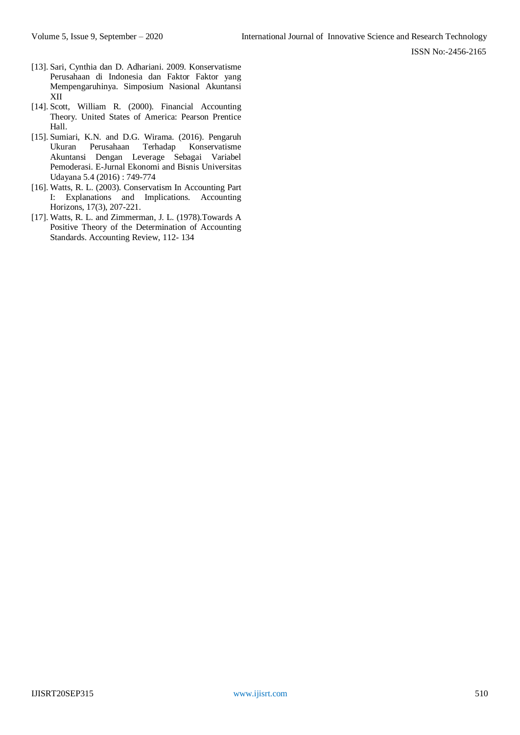[13]. Sari, Cynthia dan D. Adhariani. 2009. Konservatisme Perusahaan di Indonesia dan Faktor Faktor yang Mempengaruhinya. Simposium Nasional Akuntansi XII

[14]. Scott, William R. (2000). Financial Accounting Theory. United States of America: Pearson Prentice Hall.

[15]. Sumiari, K.N. and D.G. Wirama. (2016). Pengaruh Ukuran Perusahaan Terhadap Konservatisme Akuntansi Dengan Leverage Sebagai Variabel Pemoderasi. E-Jurnal Ekonomi and Bisnis Universitas Udayana 5.4 (2016) : 749-774

[16]. Watts, R. L. (2003). Conservatism In Accounting Part I: Explanations and Implications. Accounting Horizons, 17(3), 207-221.

[17]. Watts, R. L. and Zimmerman, J. L. (1978).Towards A Positive Theory of the Determination of Accounting Standards. Accounting Review, 112- 134